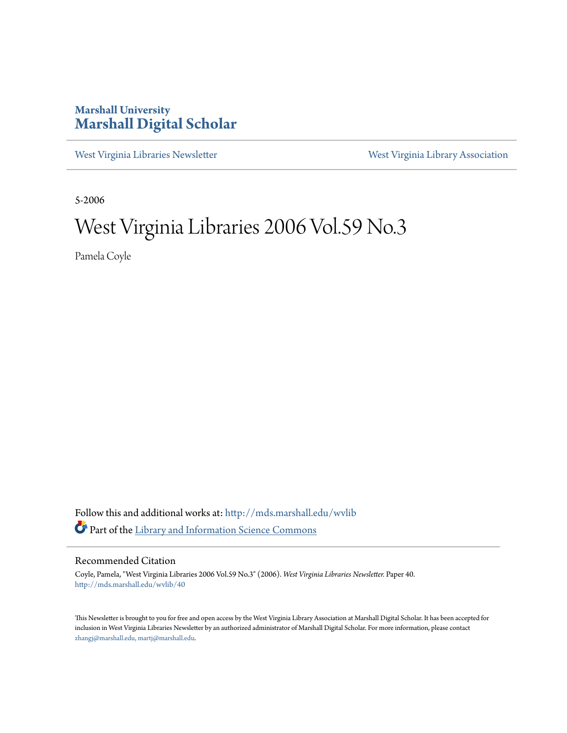**Marshall University**
# Marshall Digital Scholar

West Virginia Libraries Newsletter | West Virginia Library Association

5-2006

# West Virginia Libraries 2006 Vol.59 No.3

Pamela Coyle

Follow this and additional works at: http://mds.marshall.edu/wvlib

Part of the Library and Information Science Commons

## Recommended Citation

Coyle, Pamela, "West Virginia Libraries 2006 Vol.59 No.3" (2006). *West Virginia Libraries Newsletter.* Paper 40.
http://mds.marshall.edu/wvlib/40

This Newsletter is brought to you for free and open access by the West Virginia Library Association at Marshall Digital Scholar. It has been accepted for inclusion in West Virginia Libraries Newsletter by an authorized administrator of Marshall Digital Scholar. For more information, please contact zhangj@marshall.edu, martj@marshall.edu.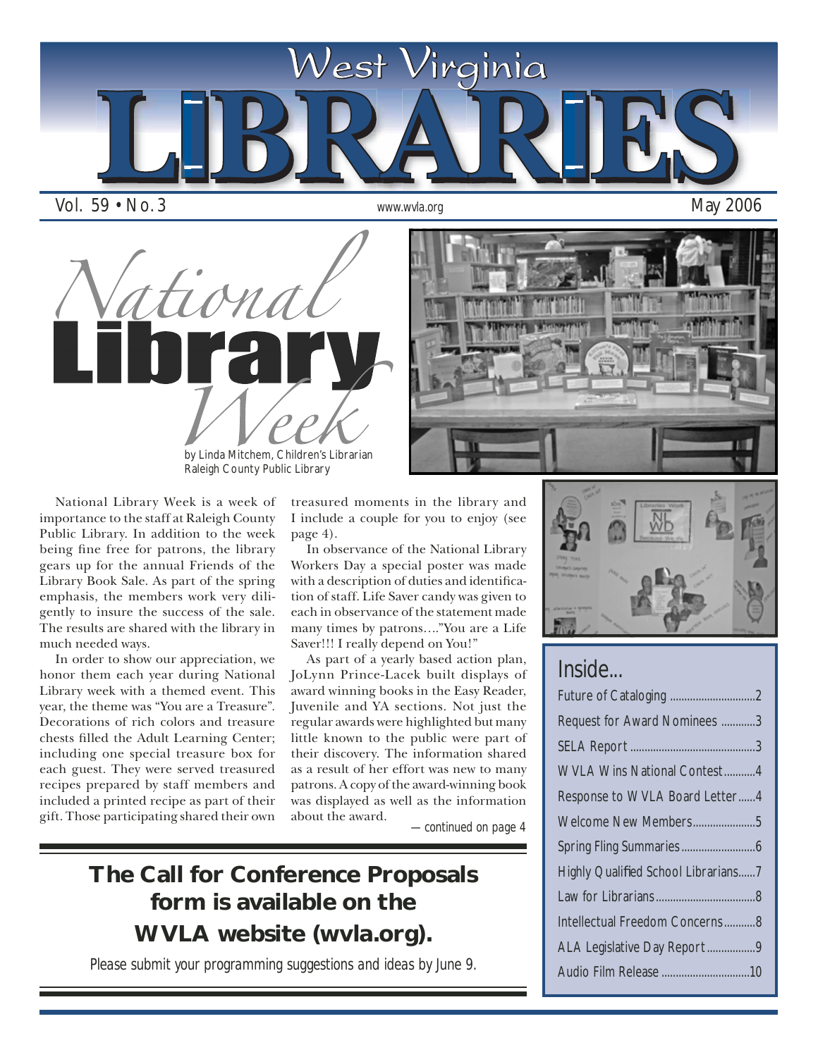# West Virginia LIBRARIES

Vol. 59 • No. 3 www.wvla.org May 2006

## National Library Week

by Linda Mitchem, Children's Librarian
Raleigh County Public Library

National Library Week is a week of importance to the staff at Raleigh County Public Library. In addition to the week being fine free for patrons, the library gears up for the annual Friends of the Library Book Sale. As part of the spring emphasis, the members work very diligently to insure the success of the sale. The results are shared with the library in much needed ways.

In order to show our appreciation, we honor them each year during National Library week with a themed event. This year, the theme was "You are a Treasure". Decorations of rich colors and treasure chests filled the Adult Learning Center; including one special treasure box for each guest. They were served treasured recipes prepared by staff members and included a printed recipe as part of their gift. Those participating shared their own treasured moments in the library and I include a couple for you to enjoy (see page 4).

In observance of the National Library Workers Day a special poster was made with a description of duties and identification of staff. Life Saver candy was given to each in observance of the statement made many times by patrons…."You are a Life Saver!!! I really depend on You!"

As part of a yearly based action plan, JoLynn Prince-Lacek built displays of award winning books in the Easy Reader, Juvenile and YA sections. Not just the regular awards were highlighted but many little known to the public were part of their discovery. The information shared as a result of her effort was new to many patrons. A copy of the award-winning book was displayed as well as the information about the award.

*— continued on page 4*

## Inside...

- Future of Cataloging ..............................2
- Request for Award Nominees ............3
- SELA Report ............................................3
- WVLA Wins National Contest...........4
- Response to WVLA Board Letter......4
- Welcome New Members......................5
- Spring Fling Summaries..........................6
- Highly Qualified School Librarians......7
- Law for Librarians..................................8
- Intellectual Freedom Concerns...........8
- ALA Legislative Day Report.................9
- Audio Film Release ...............................10

**The Call for Conference Proposals form is available on the WVLA website (wvla.org).**

*Please submit your programming suggestions and ideas by June 9.*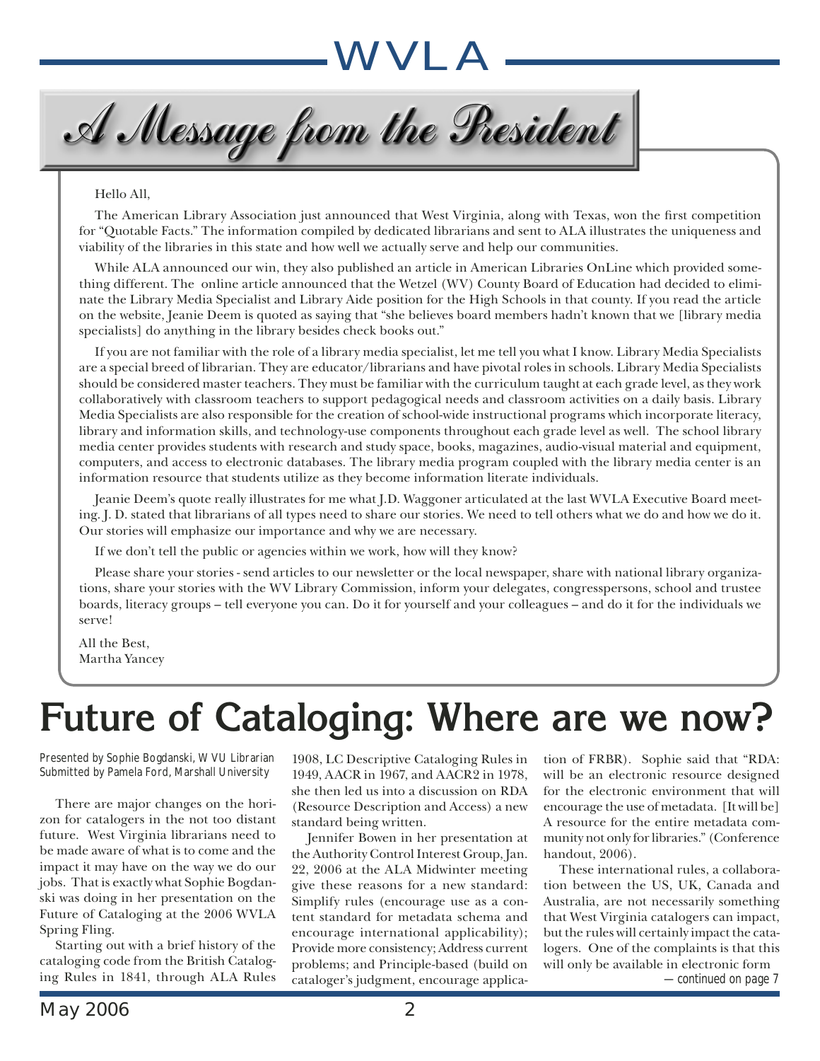# A Message from the President

Hello All,

The American Library Association just announced that West Virginia, along with Texas, won the first competition for "Quotable Facts." The information compiled by dedicated librarians and sent to ALA illustrates the uniqueness and viability of the libraries in this state and how well we actually serve and help our communities.

While ALA announced our win, they also published an article in American Libraries OnLine which provided something different. The online article announced that the Wetzel (WV) County Board of Education had decided to eliminate the Library Media Specialist and Library Aide position for the High Schools in that county. If you read the article on the website, Jeanie Deem is quoted as saying that "she believes board members hadn't known that we [library media specialists] do anything in the library besides check books out."

If you are not familiar with the role of a library media specialist, let me tell you what I know. Library Media Specialists are a special breed of librarian. They are educator/librarians and have pivotal roles in schools. Library Media Specialists should be considered master teachers. They must be familiar with the curriculum taught at each grade level, as they work collaboratively with classroom teachers to support pedagogical needs and classroom activities on a daily basis. Library Media Specialists are also responsible for the creation of school-wide instructional programs which incorporate literacy, library and information skills, and technology-use components throughout each grade level as well. The school library media center provides students with research and study space, books, magazines, audio-visual material and equipment, computers, and access to electronic databases. The library media program coupled with the library media center is an information resource that students utilize as they become information literate individuals.

Jeanie Deem's quote really illustrates for me what J.D. Waggoner articulated at the last WVLA Executive Board meeting. J. D. stated that librarians of all types need to share our stories. We need to tell others what we do and how we do it. Our stories will emphasize our importance and why we are necessary.

If we don't tell the public or agencies within we work, how will they know?

Please share your stories - send articles to our newsletter or the local newspaper, share with national library organizations, share your stories with the WV Library Commission, inform your delegates, congresspersons, school and trustee boards, literacy groups – tell everyone you can. Do it for yourself and your colleagues – and do it for the individuals we serve!

All the Best,
Martha Yancey

# Future of Cataloging: Where are we now?

*Presented by Sophie Bogdanski, WVU Librarian*
*Submitted by Pamela Ford, Marshall University*

There are major changes on the horizon for catalogers in the not too distant future. West Virginia librarians need to be made aware of what is to come and the impact it may have on the way we do our jobs. That is exactly what Sophie Bogdanski was doing in her presentation on the Future of Cataloging at the 2006 WVLA Spring Fling.

Starting out with a brief history of the cataloging code from the British Cataloging Rules in 1841, through ALA Rules 1908, LC Descriptive Cataloging Rules in 1949, AACR in 1967, and AACR2 in 1978, she then led us into a discussion on RDA (Resource Description and Access) a new standard being written.

Jennifer Bowen in her presentation at the Authority Control Interest Group, Jan. 22, 2006 at the ALA Midwinter meeting give these reasons for a new standard: Simplify rules (encourage use as a content standard for metadata schema and encourage international applicability); Provide more consistency; Address current problems; and Principle-based (build on cataloger's judgment, encourage application of FRBR). Sophie said that "RDA: will be an electronic resource designed for the electronic environment that will encourage the use of metadata. [It will be] A resource for the entire metadata community not only for libraries." (Conference handout, 2006).

These international rules, a collaboration between the US, UK, Canada and Australia, are not necessarily something that West Virginia catalogers can impact, but the rules will certainly impact the catalogers. One of the complaints is that this will only be available in electronic form

*—continued on page 7*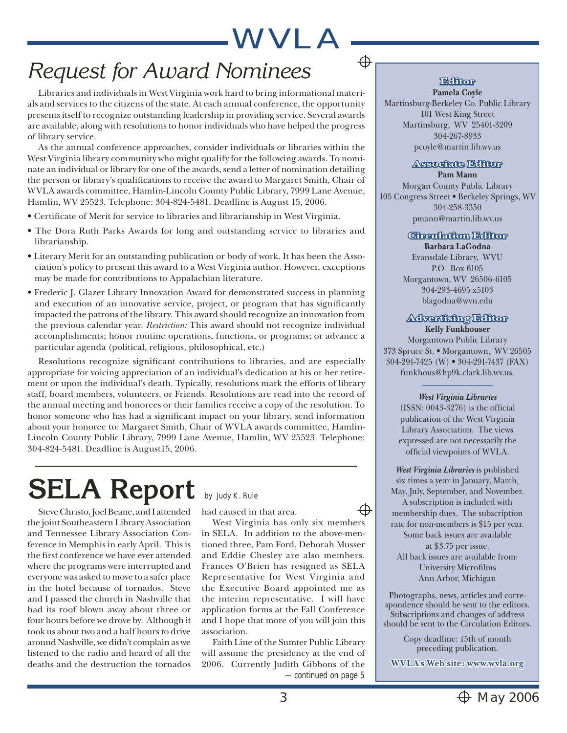# Request for Award Nominees

Libraries and individuals in West Virginia work hard to bring informational materials and services to the citizens of the state. At each annual conference, the opportunity presents itself to recognize outstanding leadership in providing service. Several awards are available, along with resolutions to honor individuals who have helped the progress of library service.

As the annual conference approaches, consider individuals or libraries within the West Virginia library community who might qualify for the following awards. To nominate an individual or library for one of the awards, send a letter of nomination detailing the person or library's qualifications to receive the award to Margaret Smith, Chair of WVLA awards committee, Hamlin-Lincoln County Public Library, 7999 Lane Avenue, Hamlin, WV 25523. Telephone: 304-824-5481. Deadline is August 15, 2006.

- Certificate of Merit for service to libraries and librarianship in West Virginia.
- The Dora Ruth Parks Awards for long and outstanding service to libraries and librarianship.
- Literary Merit for an outstanding publication or body of work. It has been the Association's policy to present this award to a West Virginia author. However, exceptions may be made for contributions to Appalachian literature.
- Frederic J. Glazer Library Innovation Award for demonstrated success in planning and execution of an innovative service, project, or program that has significantly impacted the patrons of the library. This award should recognize an innovation from the previous calendar year. *Restriction:* This award should not recognize individual accomplishments; honor routine operations, functions, or programs; or advance a particular agenda (political, religious, philosophical, etc.)

Resolutions recognize significant contributions to libraries, and are especially appropriate for voicing appreciation of an individual's dedication at his or her retirement or upon the individual's death. Typically, resolutions mark the efforts of library staff, board members, volunteers, or Friends. Resolutions are read into the record of the annual meeting and honorees or their families receive a copy of the resolution. To honor someone who has had a significant impact on your library, send information about your honoree to: Margaret Smith, Chair of WVLA awards committee, Hamlin-Lincoln County Public Library, 7999 Lane Avenue, Hamlin, WV 25523. Telephone: 304-824-5481. Deadline is August15, 2006.

# SELA Report

by Judy K. Rule

Steve Christo, Joel Beane, and I attended the joint Southeastern Library Association and Tennessee Library Association Conference in Memphis in early April. This is the first conference we have ever attended where the programs were interrupted and everyone was asked to move to a safer place in the hotel because of tornados. Steve and I passed the church in Nashville that had its roof blown away about three or four hours before we drove by. Although it took us about two and a half hours to drive around Nashville, we didn't complain as we listened to the radio and heard of all the deaths and the destruction the tornados had caused in that area.

West Virginia has only six members in SELA. In addition to the above-mentioned three, Pam Ford, Deborah Musser and Eddie Chesley are also members. Frances O'Brien has resigned as SELA Representative for West Virginia and the Executive Board appointed me as the interim representative. I will have application forms at the Fall Conference and I hope that more of you will join this association.

Faith Line of the Sumter Public Library will assume the presidency at the end of 2006. Currently Judith Gibbons of the

— continued on page 5

---

**Editor**
**Pamela Coyle**
Martinsburg-Berkeley Co. Public Library
101 West King Street
Martinsburg, WV 25401-3209
304-267-8933
pcoyle@martin.lib.wv.us

**Associate Editor**
**Pam Mann**
Morgan County Public Library
105 Congress Street • Berkeley Springs, WV
304-258-3350
pmann@martin.lib.wv.us

**Circulation Editor**
**Barbara LaGodna**
Evansdale Library, WVU
P.O. Box 6105
Morgantown, WV 26506-6105
304-293-4695 x5103
blagodna@wvu.edu

**Advertising Editor**
**Kelly Funkhouser**
Morgantown Public Library
373 Spruce St. • Morgantown, WV 26505
304-291-7425 (W) • 304-291-7437 (FAX)
funkhous@hp9k.clark.lib.wv.us.

***West Virginia Libraries*** (ISSN: 0043-3276) is the official publication of the West Virginia Library Association. The views expressed are not necessarily the official viewpoints of WVLA.

***West Virginia Libraries*** is published six times a year in January, March, May, July, September, and November. A subscription is included with membership dues. The subscription rate for non-members is $15 per year. Some back issues are available at $3.75 per issue. All back issues are available from: University Microfilms Ann Arbor, Michigan

Photographs, news, articles and correspondence should be sent to the editors. Subscriptions and changes of address should be sent to the Circulation Editors.

Copy deadline: 15th of month preceding publication.

**WVLA's Web site: www.wvla.org**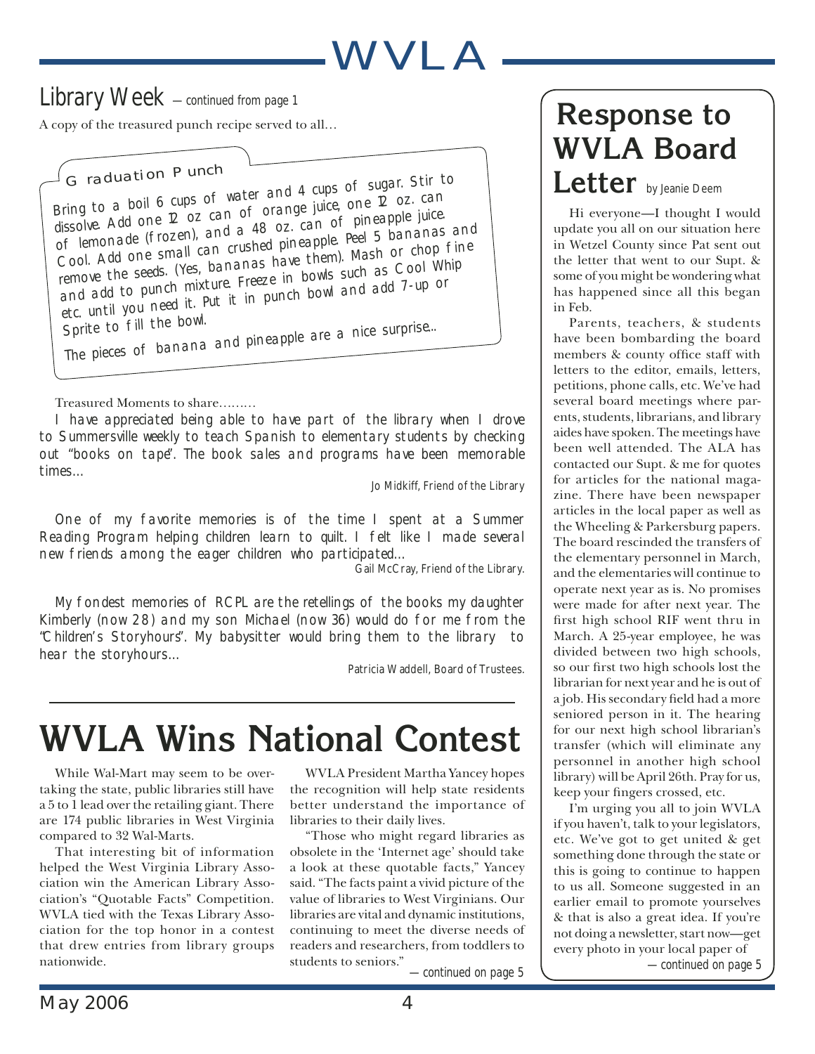## Library Week — *continued from page 1*

A copy of the treasured punch recipe served to all…

### Graduation Punch

*Bring to a boil 6 cups of water and 4 cups of sugar. Stir to dissolve. Add one 12 oz can of orange juice, one 12 oz. can of lemonade (frozen), and a 48 oz. can of pineapple juice. Cool. Add one small can crushed pineapple. Peel 5 bananas and remove the seeds. (Yes, bananas have them). Mash or chop fine and add to punch mixture. Freeze in bowls such as Cool Whip etc. until you need it. Put it in punch bowl and add 7-up or Sprite to fill the bowl.*

*The pieces of banana and pineapple are a nice surprise…*

Treasured Moments to share………

*I have appreciated being able to have part of the library when I drove to Summersville weekly to teach Spanish to elementary students by checking out "books on tape". The book sales and programs have been memorable times…*

Jo Midkiff, Friend of the Library

*One of my favorite memories is of the time I spent at a Summer Reading Program helping children learn to quilt. I felt like I made several new friends among the eager children who participated…*

Gail McCray, Friend of the Library.

*My fondest memories of RCPL are the retellings of the books my daughter Kimberly (now 28) and my son Michael (now 36) would do for me from the "Children's Storyhours". My babysitter would bring them to the library to hear the storyhours…*

Patricia Waddell, Board of Trustees.

# WVLA Wins National Contest

While Wal-Mart may seem to be overtaking the state, public libraries still have a 5 to 1 lead over the retailing giant. There are 174 public libraries in West Virginia compared to 32 Wal-Marts.

That interesting bit of information helped the West Virginia Library Association win the American Library Association's "Quotable Facts" Competition. WVLA tied with the Texas Library Association for the top honor in a contest that drew entries from library groups nationwide.

WVLA President Martha Yancey hopes the recognition will help state residents better understand the importance of libraries to their daily lives.

"Those who might regard libraries as obsolete in the 'Internet age' should take a look at these quotable facts," Yancey said. "The facts paint a vivid picture of the value of libraries to West Virginians. Our libraries are vital and dynamic institutions, continuing to meet the diverse needs of readers and researchers, from toddlers to students to seniors."

*—continued on page 5*

# Response to WVLA Board Letter

by Jeanie Deem

Hi everyone—I thought I would update you all on our situation here in Wetzel County since Pat sent out the letter that went to our Supt. & some of you might be wondering what has happened since all this began in Feb.

Parents, teachers, & students have been bombarding the board members & county office staff with letters to the editor, emails, letters, petitions, phone calls, etc. We've had several board meetings where parents, students, librarians, and library aides have spoken. The meetings have been well attended. The ALA has contacted our Supt. & me for quotes for articles for the national magazine. There have been newspaper articles in the local paper as well as the Wheeling & Parkersburg papers. The board rescinded the transfers of the elementary personnel in March, and the elementaries will continue to operate next year as is. No promises were made for after next year. The first high school RIF went thru in March. A 25-year employee, he was divided between two high schools, so our first two high schools lost the librarian for next year and he is out of a job. His secondary field had a more seniored person in it. The hearing for our next high school librarian's transfer (which will eliminate any personnel in another high school library) will be April 26th. Pray for us, keep your fingers crossed, etc.

I'm urging you all to join WVLA if you haven't, talk to your legislators, etc. We've got to get united & get something done through the state or this is going to continue to happen to us all. Someone suggested in an earlier email to promote yourselves & that is also a great idea. If you're not doing a newsletter, start now—get every photo in your local paper of

*—continued on page 5*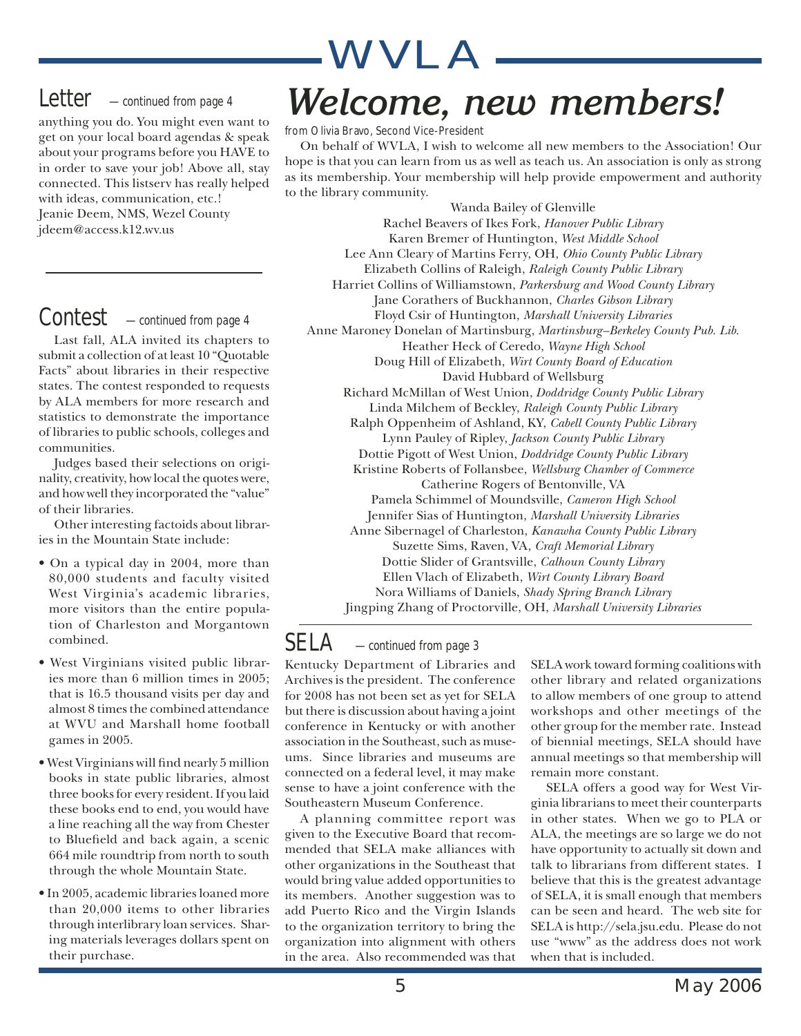## Letter — continued from page 4

anything you do. You might even want to get on your local board agendas & speak about your programs before you HAVE to in order to save your job! Above all, stay connected. This listserv has really helped with ideas, communication, etc.!
Jeanie Deem, NMS, Wezel County
jdeem@access.k12.wv.us

## Contest — continued from page 4

Last fall, ALA invited its chapters to submit a collection of at least 10 "Quotable Facts" about libraries in their respective states. The contest responded to requests by ALA members for more research and statistics to demonstrate the importance of libraries to public schools, colleges and communities.

Judges based their selections on originality, creativity, how local the quotes were, and how well they incorporated the "value" of their libraries.

Other interesting factoids about libraries in the Mountain State include:

- On a typical day in 2004, more than 80,000 students and faculty visited West Virginia's academic libraries, more visitors than the entire population of Charleston and Morgantown combined.
- West Virginians visited public libraries more than 6 million times in 2005; that is 16.5 thousand visits per day and almost 8 times the combined attendance at WVU and Marshall home football games in 2005.
- West Virginians will find nearly 5 million books in state public libraries, almost three books for every resident. If you laid these books end to end, you would have a line reaching all the way from Chester to Bluefield and back again, a scenic 664 mile roundtrip from north to south through the whole Mountain State.
- In 2005, academic libraries loaned more than 20,000 items to other libraries through interlibrary loan services. Sharing materials leverages dollars spent on their purchase.

# *Welcome, new members!*

from Olivia Bravo, Second Vice-President

On behalf of WVLA, I wish to welcome all new members to the Association! Our hope is that you can learn from us as well as teach us. An association is only as strong as its membership. Your membership will help provide empowerment and authority to the library community.

Wanda Bailey of Glenville
Rachel Beavers of Ikes Fork, *Hanover Public Library*
Karen Bremer of Huntington, *West Middle School*
Lee Ann Cleary of Martins Ferry, OH, *Ohio County Public Library*
Elizabeth Collins of Raleigh, *Raleigh County Public Library*
Harriet Collins of Williamstown, *Parkersburg and Wood County Library*
Jane Corathers of Buckhannon, *Charles Gibson Library*
Floyd Csir of Huntington, *Marshall University Libraries*
Anne Maroney Donelan of Martinsburg, *Martinsburg–Berkeley County Pub. Lib.*
Heather Heck of Ceredo, *Wayne High School*
Doug Hill of Elizabeth, *Wirt County Board of Education*
David Hubbard of Wellsburg
Richard McMillan of West Union, *Doddridge County Public Library*
Linda Milchem of Beckley, *Raleigh County Public Library*
Ralph Oppenheim of Ashland, KY, *Cabell County Public Library*
Lynn Pauley of Ripley, *Jackson County Public Library*
Dottie Pigott of West Union, *Doddridge County Public Library*
Kristine Roberts of Follansbee, *Wellsburg Chamber of Commerce*
Catherine Rogers of Bentonville, VA
Pamela Schimmel of Moundsville, *Cameron High School*
Jennifer Sias of Huntington, *Marshall University Libraries*
Anne Sibernagel of Charleston, *Kanawha County Public Library*
Suzette Sims, Raven, VA, *Craft Memorial Library*
Dottie Slider of Grantsville, *Calhoun County Library*
Ellen Vlach of Elizabeth, *Wirt County Library Board*
Nora Williams of Daniels, *Shady Spring Branch Library*
Jingping Zhang of Proctorville, OH, *Marshall University Libraries*

## SELA — continued from page 3

Kentucky Department of Libraries and Archives is the president. The conference for 2008 has not been set as yet for SELA but there is discussion about having a joint conference in Kentucky or with another association in the Southeast, such as museums. Since libraries and museums are connected on a federal level, it may make sense to have a joint conference with the Southeastern Museum Conference.

A planning committee report was given to the Executive Board that recommended that SELA make alliances with other organizations in the Southeast that would bring value added opportunities to its members. Another suggestion was to add Puerto Rico and the Virgin Islands to the organization territory to bring the organization into alignment with others in the area. Also recommended was that SELA work toward forming coalitions with other library and related organizations to allow members of one group to attend workshops and other meetings of the other group for the member rate. Instead of biennial meetings, SELA should have annual meetings so that membership will remain more constant.

SELA offers a good way for West Virginia librarians to meet their counterparts in other states. When we go to PLA or ALA, the meetings are so large we do not have opportunity to actually sit down and talk to librarians from different states. I believe that this is the greatest advantage of SELA, it is small enough that members can be seen and heard. The web site for SELA is http://sela.jsu.edu. Please do not use "www" as the address does not work when that is included.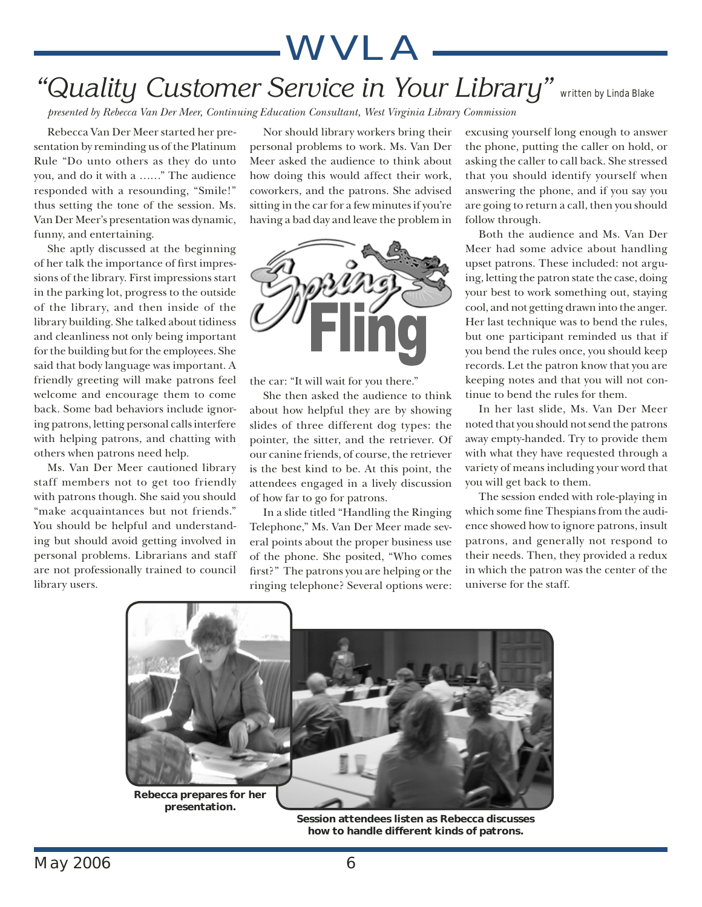# "Quality Customer Service in Your Library" written by Linda Blake

*presented by Rebecca Van Der Meer, Continuing Education Consultant, West Virginia Library Commission*

Rebecca Van Der Meer started her presentation by reminding us of the Platinum Rule "Do unto others as they do unto you, and do it with a ……" The audience responded with a resounding, "Smile!" thus setting the tone of the session. Ms. Van Der Meer's presentation was dynamic, funny, and entertaining.

She aptly discussed at the beginning of her talk the importance of first impressions of the library. First impressions start in the parking lot, progress to the outside of the library, and then inside of the library building. She talked about tidiness and cleanliness not only being important for the building but for the employees. She said that body language was important. A friendly greeting will make patrons feel welcome and encourage them to come back. Some bad behaviors include ignoring patrons, letting personal calls interfere with helping patrons, and chatting with others when patrons need help.

Ms. Van Der Meer cautioned library staff members not to get too friendly with patrons though. She said you should "make acquaintances but not friends." You should be helpful and understanding but should avoid getting involved in personal problems. Librarians and staff are not professionally trained to council library users.

Nor should library workers bring their personal problems to work. Ms. Van Der Meer asked the audience to think about how doing this would affect their work, coworkers, and the patrons. She advised sitting in the car for a few minutes if you're having a bad day and leave the problem in the car: "It will wait for you there."

Spring Fling

She then asked the audience to think about how helpful they are by showing slides of three different dog types: the pointer, the sitter, and the retriever. Of our canine friends, of course, the retriever is the best kind to be. At this point, the attendees engaged in a lively discussion of how far to go for patrons.

In a slide titled "Handling the Ringing Telephone," Ms. Van Der Meer made several points about the proper business use of the phone. She posited, "Who comes first?" The patrons you are helping or the ringing telephone? Several options were: excusing yourself long enough to answer the phone, putting the caller on hold, or asking the caller to call back. She stressed that you should identify yourself when answering the phone, and if you say you are going to return a call, then you should follow through.

Both the audience and Ms. Van Der Meer had some advice about handling upset patrons. These included: not arguing, letting the patron state the case, doing your best to work something out, staying cool, and not getting drawn into the anger. Her last technique was to bend the rules, but one participant reminded us that if you bend the rules once, you should keep records. Let the patron know that you are keeping notes and that you will not continue to bend the rules for them.

In her last slide, Ms. Van Der Meer noted that you should not send the patrons away empty-handed. Try to provide them with what they have requested through a variety of means including your word that you will get back to them.

The session ended with role-playing in which some fine Thespians from the audience showed how to ignore patrons, insult patrons, and generally not respond to their needs. Then, they provided a redux in which the patron was the center of the universe for the staff.

**Rebecca prepares for her presentation.**

**Session attendees listen as Rebecca discusses how to handle different kinds of patrons.**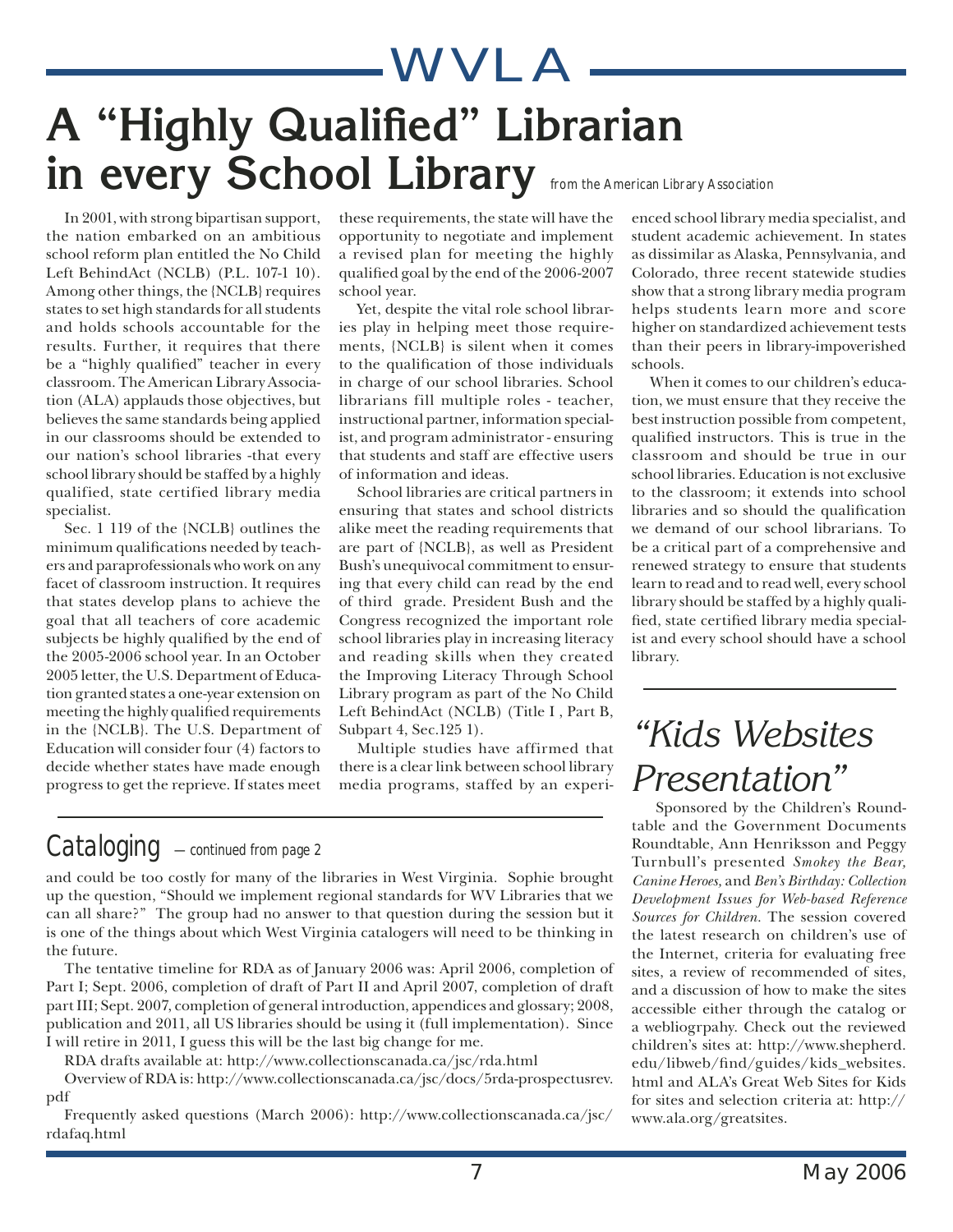# A "Highly Qualified" Librarian in every School Library

*from the American Library Association*

In 2001, with strong bipartisan support, the nation embarked on an ambitious school reform plan entitled the No Child Left BehindAct (NCLB) (P.L. 107-1 10). Among other things, the {NCLB} requires states to set high standards for all students and holds schools accountable for the results. Further, it requires that there be a "highly qualified" teacher in every classroom. The American Library Association (ALA) applauds those objectives, but believes the same standards being applied in our classrooms should be extended to our nation's school libraries -that every school library should be staffed by a highly qualified, state certified library media specialist.

Sec. 1 119 of the {NCLB} outlines the minimum qualifications needed by teachers and paraprofessionals who work on any facet of classroom instruction. It requires that states develop plans to achieve the goal that all teachers of core academic subjects be highly qualified by the end of the 2005-2006 school year. In an October 2005 letter, the U.S. Department of Education granted states a one-year extension on meeting the highly qualified requirements in the {NCLB}. The U.S. Department of Education will consider four (4) factors to decide whether states have made enough progress to get the reprieve. If states meet these requirements, the state will have the opportunity to negotiate and implement a revised plan for meeting the highly qualified goal by the end of the 2006-2007 school year.

Yet, despite the vital role school libraries play in helping meet those requirements, {NCLB} is silent when it comes to the qualification of those individuals in charge of our school libraries. School librarians fill multiple roles - teacher, instructional partner, information specialist, and program administrator - ensuring that students and staff are effective users of information and ideas.

School libraries are critical partners in ensuring that states and school districts alike meet the reading requirements that are part of {NCLB}, as well as President Bush's unequivocal commitment to ensuring that every child can read by the end of third grade. President Bush and the Congress recognized the important role school libraries play in increasing literacy and reading skills when they created the Improving Literacy Through School Library program as part of the No Child Left BehindAct (NCLB) (Title I , Part B, Subpart 4, Sec.125 1).

Multiple studies have affirmed that there is a clear link between school library media programs, staffed by an experienced school library media specialist, and student academic achievement. In states as dissimilar as Alaska, Pennsylvania, and Colorado, three recent statewide studies show that a strong library media program helps students learn more and score higher on standardized achievement tests than their peers in library-impoverished schools.

When it comes to our children's education, we must ensure that they receive the best instruction possible from competent, qualified instructors. This is true in the classroom and should be true in our school libraries. Education is not exclusive to the classroom; it extends into school libraries and so should the qualification we demand of our school librarians. To be a critical part of a comprehensive and renewed strategy to ensure that students learn to read and to read well, every school library should be staffed by a highly qualified, state certified library media specialist and every school should have a school library.

## Cataloging — *continued from page 2*

and could be too costly for many of the libraries in West Virginia. Sophie brought up the question, "Should we implement regional standards for WV Libraries that we can all share?" The group had no answer to that question during the session but it is one of the things about which West Virginia catalogers will need to be thinking in the future.

The tentative timeline for RDA as of January 2006 was: April 2006, completion of Part I; Sept. 2006, completion of draft of Part II and April 2007, completion of draft part III; Sept. 2007, completion of general introduction, appendices and glossary; 2008, publication and 2011, all US libraries should be using it (full implementation). Since I will retire in 2011, I guess this will be the last big change for me.

RDA drafts available at: http://www.collectionscanada.ca/jsc/rda.html

Overview of RDA is: http://www.collectionscanada.ca/jsc/docs/5rda-prospectusrev.pdf

Frequently asked questions (March 2006): http://www.collectionscanada.ca/jsc/rdafaq.html

## *"Kids Websites Presentation"*

Sponsored by the Children's Roundtable and the Government Documents Roundtable, Ann Henriksson and Peggy Turnbull's presented *Smokey the Bear, Canine Heroes,* and *Ben's Birthday: Collection Development Issues for Web-based Reference Sources for Children.* The session covered the latest research on children's use of the Internet, criteria for evaluating free sites, a review of recommended of sites, and a discussion of how to make the sites accessible either through the catalog or a webliogrpahy. Check out the reviewed children's sites at: http://www.shepherd.edu/libweb/find/guides/kids_websites.html and ALA's Great Web Sites for Kids for sites and selection criteria at: http://www.ala.org/greatsites.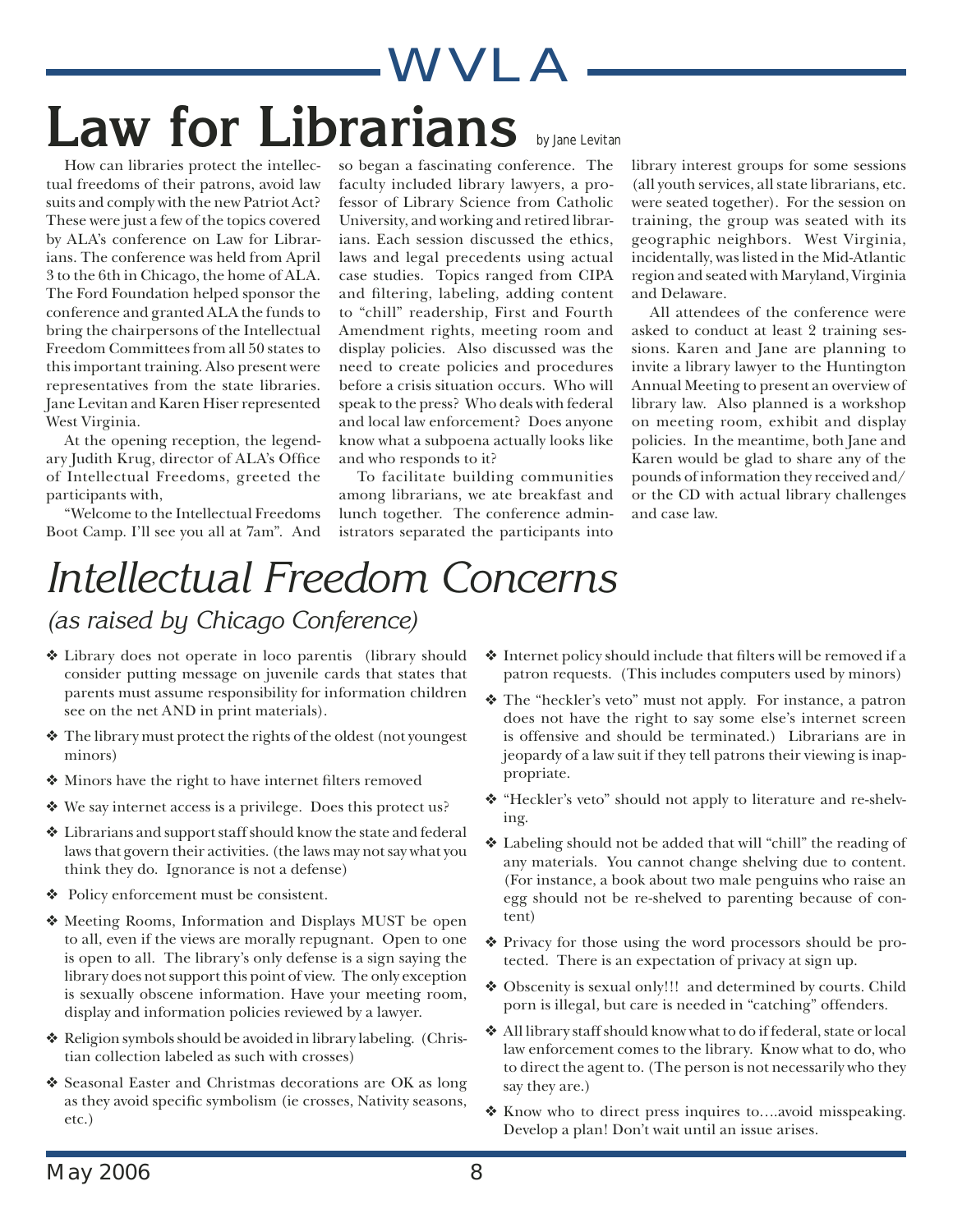# Law for Librarians

by Jane Levitan

How can libraries protect the intellectual freedoms of their patrons, avoid law suits and comply with the new Patriot Act? These were just a few of the topics covered by ALA's conference on Law for Librarians. The conference was held from April 3 to the 6th in Chicago, the home of ALA. The Ford Foundation helped sponsor the conference and granted ALA the funds to bring the chairpersons of the Intellectual Freedom Committees from all 50 states to this important training. Also present were representatives from the state libraries. Jane Levitan and Karen Hiser represented West Virginia.

At the opening reception, the legendary Judith Krug, director of ALA's Office of Intellectual Freedoms, greeted the participants with,

"Welcome to the Intellectual Freedoms Boot Camp. I'll see you all at 7am". And so began a fascinating conference. The faculty included library lawyers, a professor of Library Science from Catholic University, and working and retired librarians. Each session discussed the ethics, laws and legal precedents using actual case studies. Topics ranged from CIPA and filtering, labeling, adding content to "chill" readership, First and Fourth Amendment rights, meeting room and display policies. Also discussed was the need to create policies and procedures before a crisis situation occurs. Who will speak to the press? Who deals with federal and local law enforcement? Does anyone know what a subpoena actually looks like and who responds to it?

To facilitate building communities among librarians, we ate breakfast and lunch together. The conference administrators separated the participants into library interest groups for some sessions (all youth services, all state librarians, etc. were seated together). For the session on training, the group was seated with its geographic neighbors. West Virginia, incidentally, was listed in the Mid-Atlantic region and seated with Maryland, Virginia and Delaware.

All attendees of the conference were asked to conduct at least 2 training sessions. Karen and Jane are planning to invite a library lawyer to the Huntington Annual Meeting to present an overview of library law. Also planned is a workshop on meeting room, exhibit and display policies. In the meantime, both Jane and Karen would be glad to share any of the pounds of information they received and/or the CD with actual library challenges and case law.

# *Intellectual Freedom Concerns*

## *(as raised by Chicago Conference)*

- Library does not operate in loco parentis (library should consider putting message on juvenile cards that states that parents must assume responsibility for information children see on the net AND in print materials).
- The library must protect the rights of the oldest (not youngest minors)
- Minors have the right to have internet filters removed
- We say internet access is a privilege. Does this protect us?
- Librarians and support staff should know the state and federal laws that govern their activities. (the laws may not say what you think they do. Ignorance is not a defense)
- Policy enforcement must be consistent.
- Meeting Rooms, Information and Displays MUST be open to all, even if the views are morally repugnant. Open to one is open to all. The library's only defense is a sign saying the library does not support this point of view. The only exception is sexually obscene information. Have your meeting room, display and information policies reviewed by a lawyer.
- Religion symbols should be avoided in library labeling. (Christian collection labeled as such with crosses)
- Seasonal Easter and Christmas decorations are OK as long as they avoid specific symbolism (ie crosses, Nativity seasons, etc.)
- Internet policy should include that filters will be removed if a patron requests. (This includes computers used by minors)
- The "heckler's veto" must not apply. For instance, a patron does not have the right to say some else's internet screen is offensive and should be terminated.) Librarians are in jeopardy of a law suit if they tell patrons their viewing is inappropriate.
- "Heckler's veto" should not apply to literature and re-shelving.
- Labeling should not be added that will "chill" the reading of any materials. You cannot change shelving due to content. (For instance, a book about two male penguins who raise an egg should not be re-shelved to parenting because of content)
- Privacy for those using the word processors should be protected. There is an expectation of privacy at sign up.
- Obscenity is sexual only!!! and determined by courts. Child porn is illegal, but care is needed in "catching" offenders.
- All library staff should know what to do if federal, state or local law enforcement comes to the library. Know what to do, who to direct the agent to. (The person is not necessarily who they say they are.)
- Know who to direct press inquires to….avoid misspeaking. Develop a plan! Don't wait until an issue arises.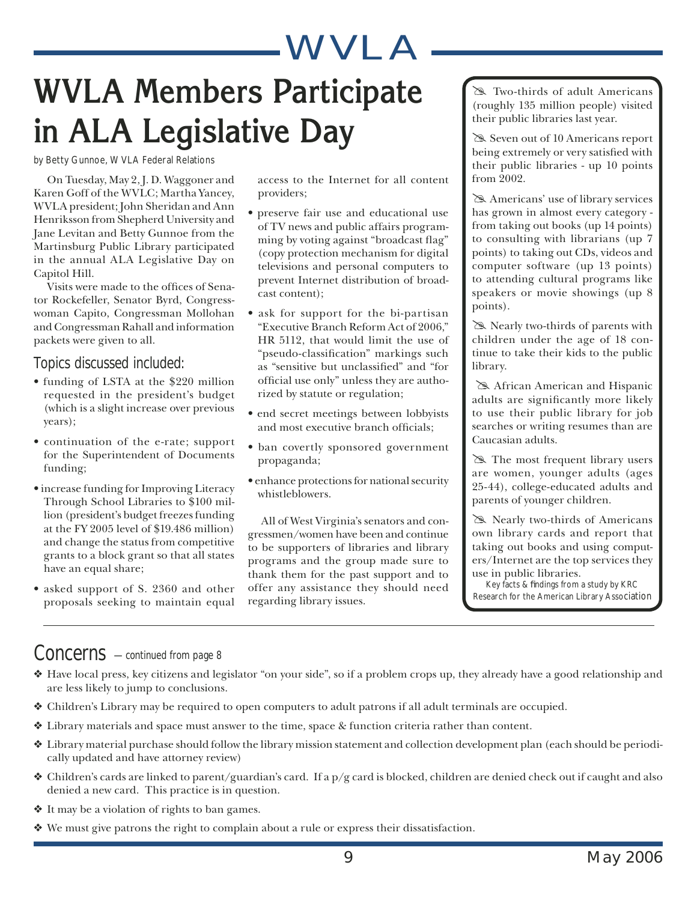# WVLA Members Participate in ALA Legislative Day

*by Betty Gunnoe, WVLA Federal Relations*

On Tuesday, May 2, J. D. Waggoner and Karen Goff of the WVLC; Martha Yancey, WVLA president; John Sheridan and Ann Henriksson from Shepherd University and Jane Levitan and Betty Gunnoe from the Martinsburg Public Library participated in the annual ALA Legislative Day on Capitol Hill.

Visits were made to the offices of Senator Rockefeller, Senator Byrd, Congresswoman Capito, Congressman Mollohan and Congressman Rahall and information packets were given to all.

## Topics discussed included:

- funding of LSTA at the $220 million requested in the president's budget (which is a slight increase over previous years);
- continuation of the e-rate; support for the Superintendent of Documents funding;
- increase funding for Improving Literacy Through School Libraries to $100 million (president's budget freezes funding at the FY 2005 level of $19.486 million) and change the status from competitive grants to a block grant so that all states have an equal share;
- asked support of S. 2360 and other proposals seeking to maintain equal access to the Internet for all content providers;
- preserve fair use and educational use of TV news and public affairs programming by voting against "broadcast flag" (copy protection mechanism for digital televisions and personal computers to prevent Internet distribution of broadcast content);
- ask for support for the bi-partisan "Executive Branch Reform Act of 2006," HR 5112, that would limit the use of "pseudo-classification" markings such as "sensitive but unclassified" and "for official use only" unless they are authorized by statute or regulation;
- end secret meetings between lobbyists and most executive branch officials;
- ban covertly sponsored government propaganda;
- enhance protections for national security whistleblowers.

All of West Virginia's senators and congressmen/women have been and continue to be supporters of libraries and library programs and the group made sure to thank them for the past support and to offer any assistance they should need regarding library issues.

---

- Two-thirds of adult Americans (roughly 135 million people) visited their public libraries last year.
- Seven out of 10 Americans report being extremely or very satisfied with their public libraries - up 10 points from 2002.
- Americans' use of library services has grown in almost every category - from taking out books (up 14 points) to consulting with librarians (up 7 points) to taking out CDs, videos and computer software (up 13 points) to attending cultural programs like speakers or movie showings (up 8 points).
- Nearly two-thirds of parents with children under the age of 18 continue to take their kids to the public library.
- African American and Hispanic adults are significantly more likely to use their public library for job searches or writing resumes than are Caucasian adults.
- The most frequent library users are women, younger adults (ages 25-44), college-educated adults and parents of younger children.
- Nearly two-thirds of Americans own library cards and report that taking out books and using computers/Internet are the top services they use in public libraries.

*Key facts & findings from a study by KRC Research for the American Library Association*

---

## Concerns — *continued from page 8*

- Have local press, key citizens and legislator "on your side", so if a problem crops up, they already have a good relationship and are less likely to jump to conclusions.
- Children's Library may be required to open computers to adult patrons if all adult terminals are occupied.
- Library materials and space must answer to the time, space & function criteria rather than content.
- Library material purchase should follow the library mission statement and collection development plan (each should be periodically updated and have attorney review)
- Children's cards are linked to parent/guardian's card. If a p/g card is blocked, children are denied check out if caught and also denied a new card. This practice is in question.
- It may be a violation of rights to ban games.
- We must give patrons the right to complain about a rule or express their dissatisfaction.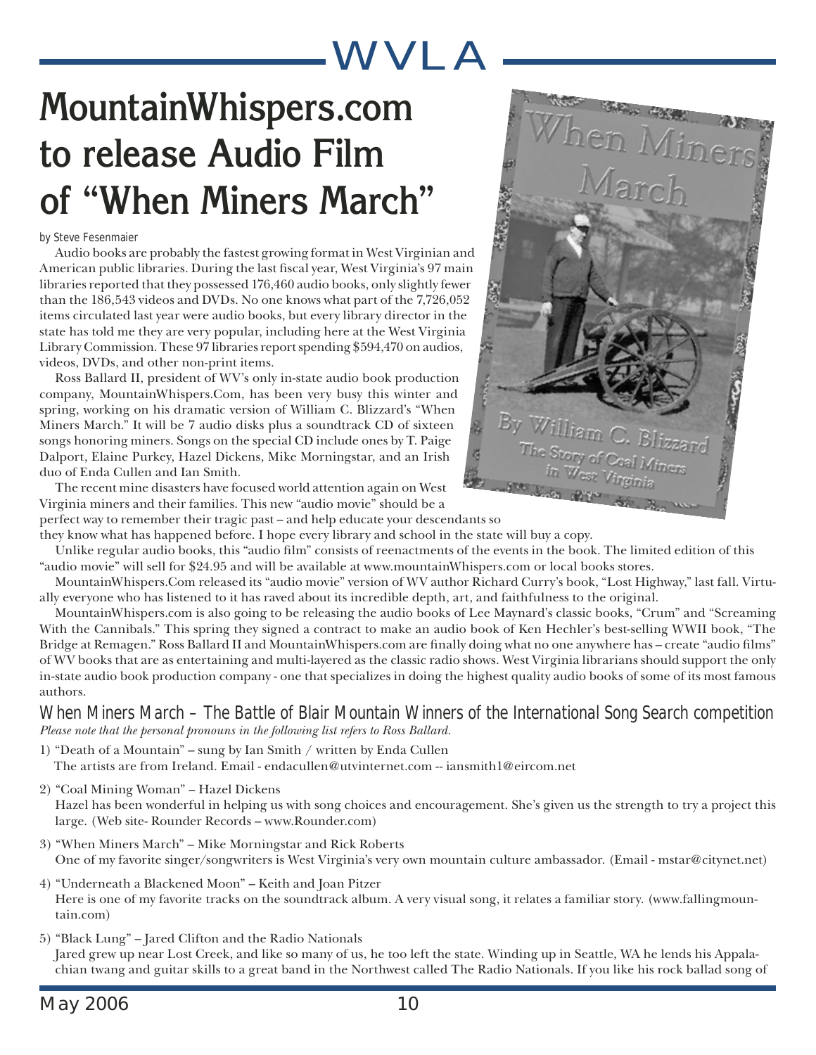# MountainWhispers.com to release Audio Film of "When Miners March"

by Steve Fesenmaier

Audio books are probably the fastest growing format in West Virginian and American public libraries. During the last fiscal year, West Virginia's 97 main libraries reported that they possessed 176,460 audio books, only slightly fewer than the 186,543 videos and DVDs. No one knows what part of the 7,726,052 items circulated last year were audio books, but every library director in the state has told me they are very popular, including here at the West Virginia Library Commission. These 97 libraries report spending $594,470 on audios, videos, DVDs, and other non-print items.

Ross Ballard II, president of WV's only in-state audio book production company, MountainWhispers.Com, has been very busy this winter and spring, working on his dramatic version of William C. Blizzard's "When Miners March." It will be 7 audio disks plus a soundtrack CD of sixteen songs honoring miners. Songs on the special CD include ones by T. Paige Dalport, Elaine Purkey, Hazel Dickens, Mike Morningstar, and an Irish duo of Enda Cullen and Ian Smith.

The recent mine disasters have focused world attention again on West Virginia miners and their families. This new "audio movie" should be a perfect way to remember their tragic past – and help educate your descendants so they know what has happened before. I hope every library and school in the state will buy a copy.

Unlike regular audio books, this "audio film" consists of reenactments of the events in the book. The limited edition of this "audio movie" will sell for $24.95 and will be available at www.mountainWhispers.com or local books stores.

MountainWhispers.Com released its "audio movie" version of WV author Richard Curry's book, "Lost Highway," last fall. Virtually everyone who has listened to it has raved about its incredible depth, art, and faithfulness to the original.

MountainWhispers.com is also going to be releasing the audio books of Lee Maynard's classic books, "Crum" and "Screaming With the Cannibals." This spring they signed a contract to make an audio book of Ken Hechler's best-selling WWII book, "The Bridge at Remagen." Ross Ballard II and MountainWhispers.com are finally doing what no one anywhere has – create "audio films" of WV books that are as entertaining and multi-layered as the classic radio shows. West Virginia librarians should support the only in-state audio book production company - one that specializes in doing the highest quality audio books of some of its most famous authors.

## When Miners March – The Battle of Blair Mountain Winners of the International Song Search competition

*Please note that the personal pronouns in the following list refers to Ross Ballard.*

1) "Death of a Mountain" – sung by Ian Smith / written by Enda Cullen
   The artists are from Ireland. Email - endacullen@utvinternet.com -- iansmith1@eircom.net

2) "Coal Mining Woman" – Hazel Dickens
   Hazel has been wonderful in helping us with song choices and encouragement. She's given us the strength to try a project this large. (Web site- Rounder Records – www.Rounder.com)

3) "When Miners March" – Mike Morningstar and Rick Roberts
   One of my favorite singer/songwriters is West Virginia's very own mountain culture ambassador. (Email - mstar@citynet.net)

4) "Underneath a Blackened Moon" – Keith and Joan Pitzer
   Here is one of my favorite tracks on the soundtrack album. A very visual song, it relates a familiar story. (www.fallingmountain.com)

5) "Black Lung" – Jared Clifton and the Radio Nationals
   Jared grew up near Lost Creek, and like so many of us, he too left the state. Winding up in Seattle, WA he lends his Appalachian twang and guitar skills to a great band in the Northwest called The Radio Nationals. If you like his rock ballad song of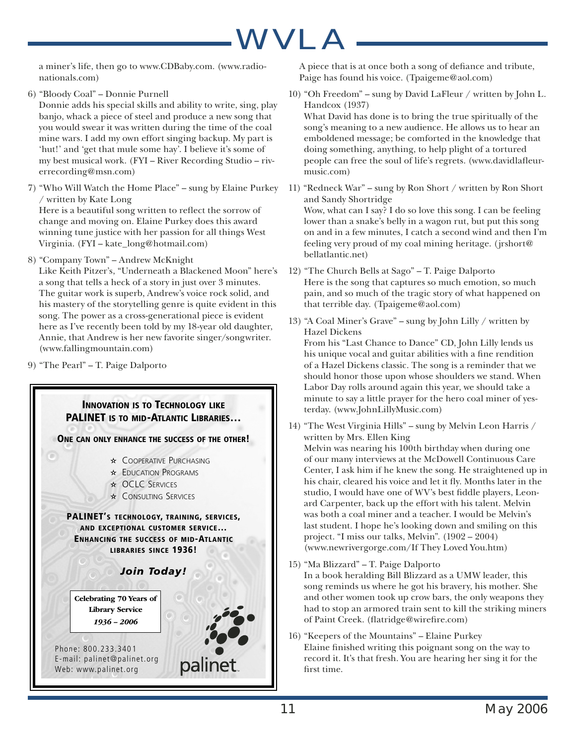a miner's life, then go to www.CDBaby.com. (www.radio-nationals.com)

6) "Bloody Coal" – Donnie Purnell
Donnie adds his special skills and ability to write, sing, play banjo, whack a piece of steel and produce a new song that you would swear it was written during the time of the coal mine wars. I add my own effort singing backup. My part is 'hut!' and 'get that mule some hay'. I believe it's some of my best musical work. (FYI – River Recording Studio – riverrecording@msn.com)

7) "Who Will Watch the Home Place" – sung by Elaine Purkey / written by Kate Long
Here is a beautiful song written to reflect the sorrow of change and moving on. Elaine Purkey does this award winning tune justice with her passion for all things West Virginia. (FYI – kate_long@hotmail.com)

8) "Company Town" – Andrew McKnight
Like Keith Pitzer's, "Underneath a Blackened Moon" here's a song that tells a heck of a story in just over 3 minutes. The guitar work is superb, Andrew's voice rock solid, and his mastery of the storytelling genre is quite evident in this song. The power as a cross-generational piece is evident here as I've recently been told by my 18-year old daughter, Annie, that Andrew is her new favorite singer/songwriter. (www.fallingmountain.com)

9) "The Pearl" – T. Paige Dalporto
A piece that is at once both a song of defiance and tribute, Paige has found his voice. (Tpaigeme@aol.com)

10) "Oh Freedom" – sung by David LaFleur / written by John L. Handcox (1937)
What David has done is to bring the true spiritually of the song's meaning to a new audience. He allows us to hear an emboldened message; be comforted in the knowledge that doing something, anything, to help plight of a tortured people can free the soul of life's regrets. (www.davidlafleurmusic.com)

11) "Redneck War" – sung by Ron Short / written by Ron Short and Sandy Shortridge
Wow, what can I say? I do so love this song. I can be feeling lower than a snake's belly in a wagon rut, but put this song on and in a few minutes, I catch a second wind and then I'm feeling very proud of my coal mining heritage. (jrshort@bellatlantic.net)

12) "The Church Bells at Sago" – T. Paige Dalporto
Here is the song that captures so much emotion, so much pain, and so much of the tragic story of what happened on that terrible day. (Tpaigeme@aol.com)

13) "A Coal Miner's Grave" – sung by John Lilly / written by Hazel Dickens
From his "Last Chance to Dance" CD, John Lilly lends us his unique vocal and guitar abilities with a fine rendition of a Hazel Dickens classic. The song is a reminder that we should honor those upon whose shoulders we stand. When Labor Day rolls around again this year, we should take a minute to say a little prayer for the hero coal miner of yesterday. (www.JohnLillyMusic.com)

14) "The West Virginia Hills" – sung by Melvin Leon Harris / written by Mrs. Ellen King
Melvin was nearing his 100th birthday when during one of our many interviews at the McDowell Continuous Care Center, I ask him if he knew the song. He straightened up in his chair, cleared his voice and let it fly. Months later in the studio, I would have one of WV's best fiddle players, Leonard Carpenter, back up the effort with his talent. Melvin was both a coal miner and a teacher. I would be Melvin's last student. I hope he's looking down and smiling on this project. "I miss our talks, Melvin". (1902 – 2004) (www.newrivergorge.com/If They Loved You.htm)

15) "Ma Blizzard" – T. Paige Dalporto
In a book heralding Bill Blizzard as a UMW leader, this song reminds us where he got his bravery, his mother. She and other women took up crow bars, the only weapons they had to stop an armored train sent to kill the striking miners of Paint Creek. (flatridge@wirefire.com)

16) "Keepers of the Mountains" – Elaine Purkey
Elaine finished writing this poignant song on the way to record it. It's that fresh. You are hearing her sing it for the first time.

---

**INNOVATION IS TO TECHNOLOGY LIKE PALINET IS TO MID-ATLANTIC LIBRARIES...**

**ONE CAN ONLY ENHANCE THE SUCCESS OF THE OTHER!**

- ☆ COOPERATIVE PURCHASING
- ☆ EDUCATION PROGRAMS
- ☆ OCLC SERVICES
- ☆ CONSULTING SERVICES

**PALINET'S TECHNOLOGY, TRAINING, SERVICES, AND EXCEPTIONAL CUSTOMER SERVICE... ENHANCING THE SUCCESS OF MID-ATLANTIC LIBRARIES SINCE 1936!**

***Join Today!***

**Celebrating 70 Years of Library Service**
***1936 – 2006***

Phone: 800.233.3401
E-mail: palinet@palinet.org
Web: www.palinet.org

palinet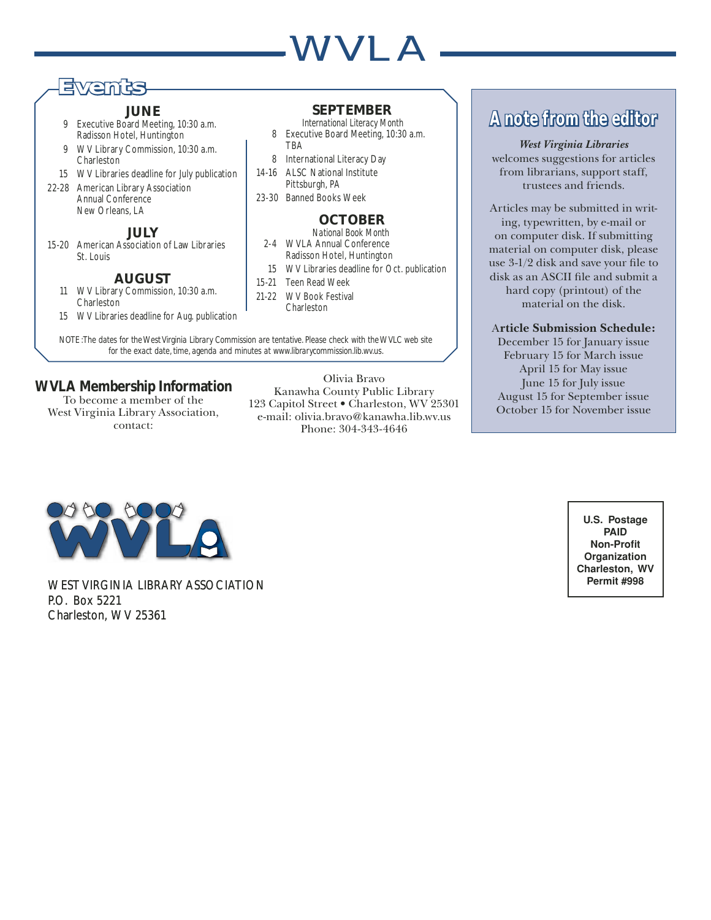# Events

## JUNE

- 9 Executive Board Meeting, 10:30 a.m.
  Radisson Hotel, Huntington
- 9 WV Library Commission, 10:30 a.m.
  Charleston
- 15 WV Libraries deadline for July publication
- 22-28 American Library Association
  Annual Conference
  New Orleans, LA

## JULY

- 15-20 American Association of Law Libraries
  St. Louis

## AUGUST

- 11 WV Library Commission, 10:30 a.m.
  Charleston
- 15 WV Libraries deadline for Aug. publication

## SEPTEMBER

International Literacy Month

- 8 Executive Board Meeting, 10:30 a.m.
  TBA
- 8 International Literacy Day
- 14-16 ALSC National Institute
  Pittsburgh, PA
- 23-30 Banned Books Week

## OCTOBER

National Book Month

- 2-4 WVLA Annual Conference
  Radisson Hotel, Huntington
- 15 WV Libraries deadline for Oct. publication
- 15-21 Teen Read Week
- 21-22 WV Book Festival
  Charleston

NOTE: The dates for the West Virginia Library Commission are tentative. Please check with the WVLC web site for the exact date, time, agenda and minutes at www.librarycommission.lib.wv.us.

## WVLA Membership Information

To become a member of the West Virginia Library Association, contact:

Olivia Bravo
Kanawha County Public Library
123 Capitol Street • Charleston, WV 25301
e-mail: olivia.bravo@kanawha.lib.wv.us
Phone: 304-343-4646

## A note from the editor

*West Virginia Libraries* welcomes suggestions for articles from librarians, support staff, trustees and friends.

Articles may be submitted in writing, typewritten, by e-mail or on computer disk. If submitting material on computer disk, please use 3-1/2 disk and save your file to disk as an ASCII file and submit a hard copy (printout) of the material on the disk.

**Article Submission Schedule:**
December 15 for January issue
February 15 for March issue
April 15 for May issue
June 15 for July issue
August 15 for September issue
October 15 for November issue

WEST VIRGINIA LIBRARY ASSOCIATION
P.O. Box 5221
Charleston, WV 25361

**U.S. Postage PAID Non-Profit Organization Charleston, WV Permit #998**